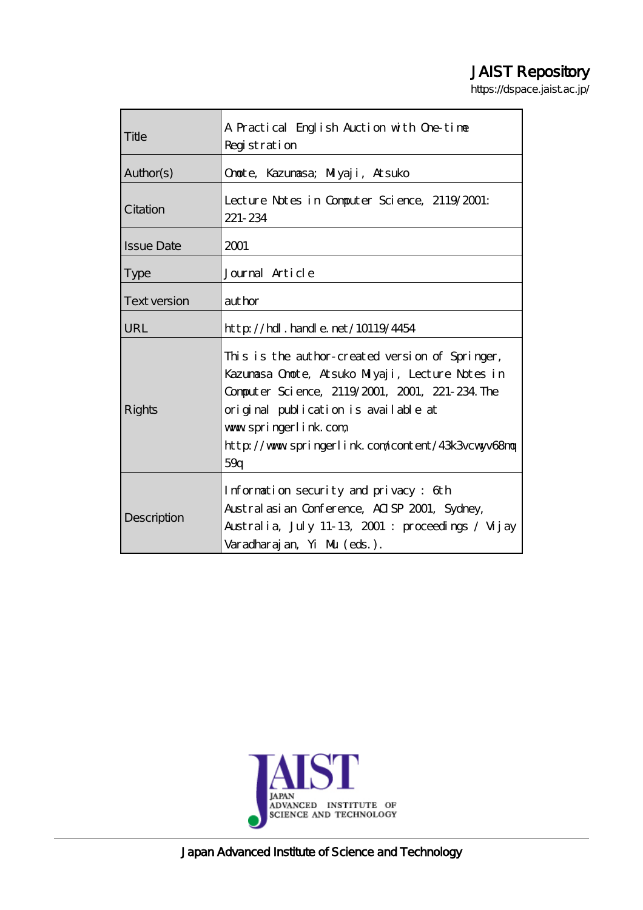JAIST Repository

https://dspace.jaist.ac.jp/

| | |
|---|---|
| Title | A Practical English Auction with One-time Registration |
| Author(s) | Omote, Kazumasa; Miyaji, Atsuko |
| Citation | Lecture Notes in Computer Science, 2119/2001: 221-234 |
| Issue Date | 2001 |
| Type | Journal Article |
| Text version | author |
| URL | http://hdl.handle.net/10119/4454 |
| Rights | This is the author-created version of Springer, Kazumasa Omote, Atsuko Miyaji, Lecture Notes in Computer Science, 2119/2001, 2001, 221-234. The original publication is available at www.springerlink.com, http://www.springerlink.com/content/43k3vcwyv68mq59q |
| Description | Information security and privacy : 6th Australasian Conference, ACISP 2001, Sydney, Australia, July 11-13, 2001 : proceedings / Vijay Varadharajan, Yi Mu (eds.). |

JAPAN ADVANCED INSTITUTE OF SCIENCE AND TECHNOLOGY

Japan Advanced Institute of Science and Technology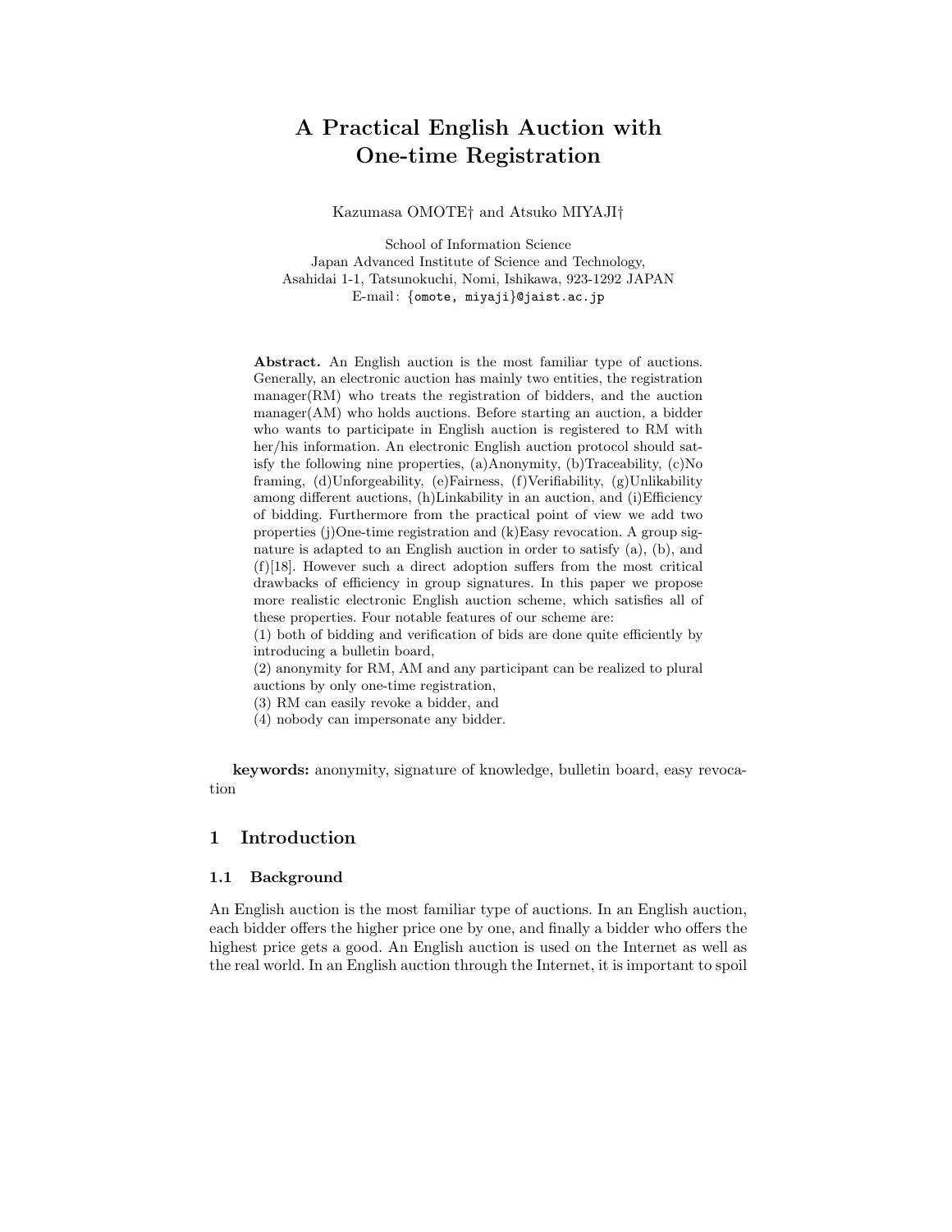# A Practical English Auction with One-time Registration

Kazumasa OMOTE† and Atsuko MIYAJI†

School of Information Science
Japan Advanced Institute of Science and Technology,
Asahidai 1-1, Tatsunokuchi, Nomi, Ishikawa, 923-1292 JAPAN
E-mail : {omote, miyaji}@jaist.ac.jp

**Abstract.** An English auction is the most familiar type of auctions. Generally, an electronic auction has mainly two entities, the registration manager(RM) who treats the registration of bidders, and the auction manager(AM) who holds auctions. Before starting an auction, a bidder who wants to participate in English auction is registered to RM with her/his information. An electronic English auction protocol should satisfy the following nine properties, (a)Anonymity, (b)Traceability, (c)No framing, (d)Unforgeability, (e)Fairness, (f)Verifiability, (g)Unlikability among different auctions, (h)Linkability in an auction, and (i)Efficiency of bidding. Furthermore from the practical point of view we add two properties (j)One-time registration and (k)Easy revocation. A group signature is adapted to an English auction in order to satisfy (a), (b), and (f)[18]. However such a direct adoption suffers from the most critical drawbacks of efficiency in group signatures. In this paper we propose more realistic electronic English auction scheme, which satisfies all of these properties. Four notable features of our scheme are:
(1) both of bidding and verification of bids are done quite efficiently by introducing a bulletin board,
(2) anonymity for RM, AM and any participant can be realized to plural auctions by only one-time registration,
(3) RM can easily revoke a bidder, and
(4) nobody can impersonate any bidder.

**keywords:** anonymity, signature of knowledge, bulletin board, easy revocation

## 1 Introduction

### 1.1 Background

An English auction is the most familiar type of auctions. In an English auction, each bidder offers the higher price one by one, and finally a bidder who offers the highest price gets a good. An English auction is used on the Internet as well as the real world. In an English auction through the Internet, it is important to spoil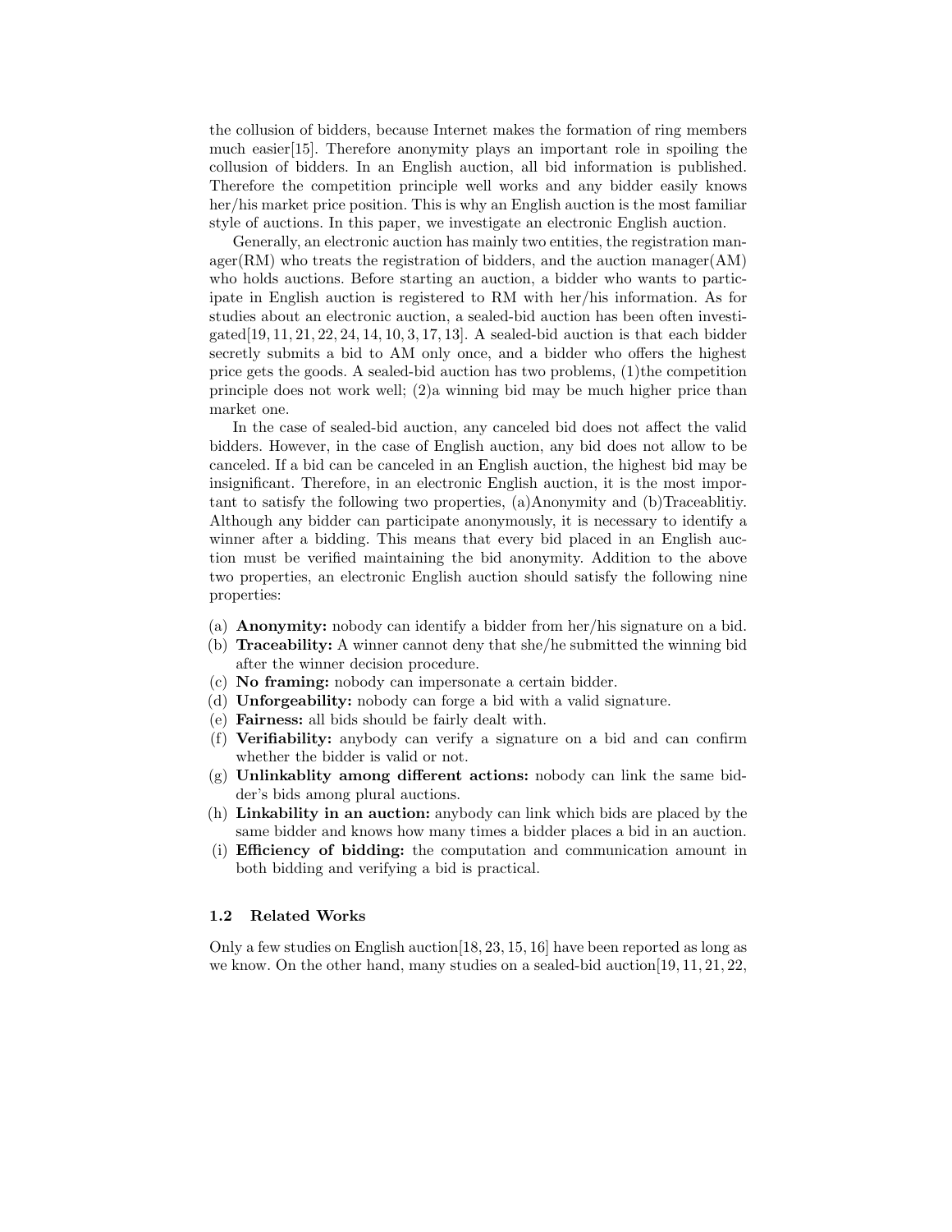the collusion of bidders, because Internet makes the formation of ring members much easier[15]. Therefore anonymity plays an important role in spoiling the collusion of bidders. In an English auction, all bid information is published. Therefore the competition principle well works and any bidder easily knows her/his market price position. This is why an English auction is the most familiar style of auctions. In this paper, we investigate an electronic English auction.

Generally, an electronic auction has mainly two entities, the registration manager(RM) who treats the registration of bidders, and the auction manager(AM) who holds auctions. Before starting an auction, a bidder who wants to participate in English auction is registered to RM with her/his information. As for studies about an electronic auction, a sealed-bid auction has been often investigated[19, 11, 21, 22, 24, 14, 10, 3, 17, 13]. A sealed-bid auction is that each bidder secretly submits a bid to AM only once, and a bidder who offers the highest price gets the goods. A sealed-bid auction has two problems, (1)the competition principle does not work well; (2)a winning bid may be much higher price than market one.

In the case of sealed-bid auction, any canceled bid does not affect the valid bidders. However, in the case of English auction, any bid does not allow to be canceled. If a bid can be canceled in an English auction, the highest bid may be insignificant. Therefore, in an electronic English auction, it is the most important to satisfy the following two properties, (a)Anonymity and (b)Traceablitiy. Although any bidder can participate anonymously, it is necessary to identify a winner after a bidding. This means that every bid placed in an English auction must be verified maintaining the bid anonymity. Addition to the above two properties, an electronic English auction should satisfy the following nine properties:

- (a) **Anonymity:** nobody can identify a bidder from her/his signature on a bid.
- (b) **Traceability:** A winner cannot deny that she/he submitted the winning bid after the winner decision procedure.
- (c) **No framing:** nobody can impersonate a certain bidder.
- (d) **Unforgeability:** nobody can forge a bid with a valid signature.
- (e) **Fairness:** all bids should be fairly dealt with.
- (f) **Verifiability:** anybody can verify a signature on a bid and can confirm whether the bidder is valid or not.
- (g) **Unlinkablity among different actions:** nobody can link the same bidder's bids among plural auctions.
- (h) **Linkability in an auction:** anybody can link which bids are placed by the same bidder and knows how many times a bidder places a bid in an auction.
- (i) **Efficiency of bidding:** the computation and communication amount in both bidding and verifying a bid is practical.

### 1.2 Related Works

Only a few studies on English auction[18, 23, 15, 16] have been reported as long as we know. On the other hand, many studies on a sealed-bid auction[19, 11, 21, 22,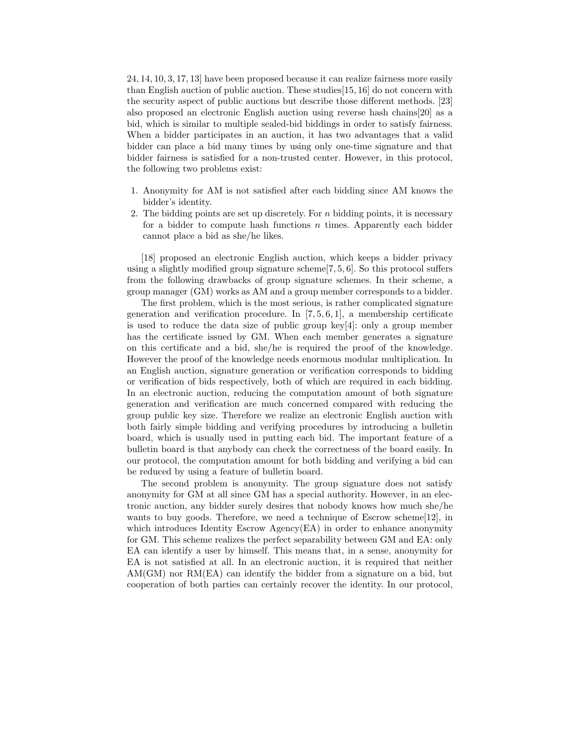24, 14, 10, 3, 17, 13] have been proposed because it can realize fairness more easily than English auction of public auction. These studies[15, 16] do not concern with the security aspect of public auctions but describe those different methods. [23] also proposed an electronic English auction using reverse hash chains[20] as a bid, which is similar to multiple sealed-bid biddings in order to satisfy fairness. When a bidder participates in an auction, it has two advantages that a valid bidder can place a bid many times by using only one-time signature and that bidder fairness is satisfied for a non-trusted center. However, in this protocol, the following two problems exist:

1. Anonymity for AM is not satisfied after each bidding since AM knows the bidder's identity.
2. The bidding points are set up discretely. For $n$ bidding points, it is necessary for a bidder to compute hash functions $n$ times. Apparently each bidder cannot place a bid as she/he likes.

[18] proposed an electronic English auction, which keeps a bidder privacy using a slightly modified group signature scheme[7, 5, 6]. So this protocol suffers from the following drawbacks of group signature schemes. In their scheme, a group manager (GM) works as AM and a group member corresponds to a bidder.

The first problem, which is the most serious, is rather complicated signature generation and verification procedure. In [7, 5, 6, 1], a membership certificate is used to reduce the data size of public group key[4]: only a group member has the certificate issued by GM. When each member generates a signature on this certificate and a bid, she/he is required the proof of the knowledge. However the proof of the knowledge needs enormous modular multiplication. In an English auction, signature generation or verification corresponds to bidding or verification of bids respectively, both of which are required in each bidding. In an electronic auction, reducing the computation amount of both signature generation and verification are much concerned compared with reducing the group public key size. Therefore we realize an electronic English auction with both fairly simple bidding and verifying procedures by introducing a bulletin board, which is usually used in putting each bid. The important feature of a bulletin board is that anybody can check the correctness of the board easily. In our protocol, the computation amount for both bidding and verifying a bid can be reduced by using a feature of bulletin board.

The second problem is anonymity. The group signature does not satisfy anonymity for GM at all since GM has a special authority. However, in an electronic auction, any bidder surely desires that nobody knows how much she/he wants to buy goods. Therefore, we need a technique of Escrow scheme[12], in which introduces Identity Escrow Agency(EA) in order to enhance anonymity for GM. This scheme realizes the perfect separability between GM and EA: only EA can identify a user by himself. This means that, in a sense, anonymity for EA is not satisfied at all. In an electronic auction, it is required that neither AM(GM) nor RM(EA) can identify the bidder from a signature on a bid, but cooperation of both parties can certainly recover the identity. In our protocol,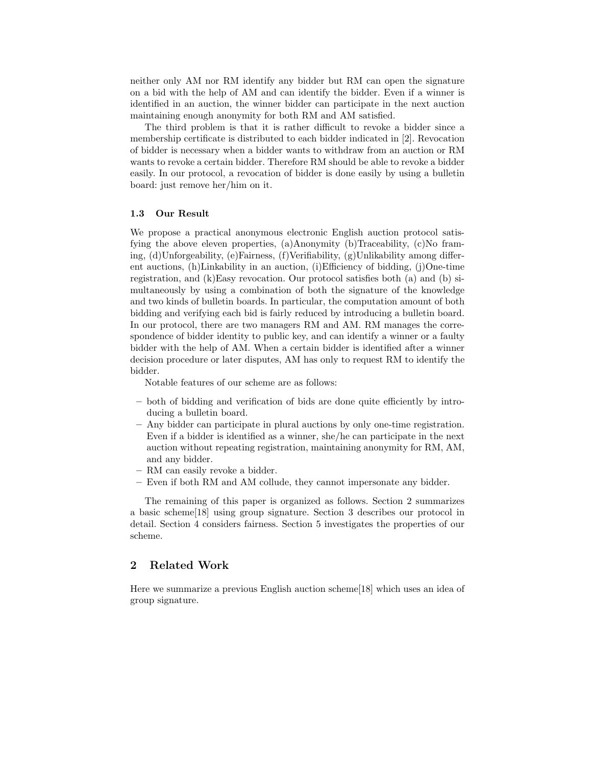neither only AM nor RM identify any bidder but RM can open the signature on a bid with the help of AM and can identify the bidder. Even if a winner is identified in an auction, the winner bidder can participate in the next auction maintaining enough anonymity for both RM and AM satisfied.

The third problem is that it is rather difficult to revoke a bidder since a membership certificate is distributed to each bidder indicated in [2]. Revocation of bidder is necessary when a bidder wants to withdraw from an auction or RM wants to revoke a certain bidder. Therefore RM should be able to revoke a bidder easily. In our protocol, a revocation of bidder is done easily by using a bulletin board: just remove her/him on it.

### 1.3 Our Result

We propose a practical anonymous electronic English auction protocol satisfying the above eleven properties, (a)Anonymity (b)Traceability, (c)No framing, (d)Unforgeability, (e)Fairness, (f)Verifiability, (g)Unlikability among different auctions, (h)Linkability in an auction, (i)Efficiency of bidding, (j)One-time registration, and (k)Easy revocation. Our protocol satisfies both (a) and (b) simultaneously by using a combination of both the signature of the knowledge and two kinds of bulletin boards. In particular, the computation amount of both bidding and verifying each bid is fairly reduced by introducing a bulletin board. In our protocol, there are two managers RM and AM. RM manages the correspondence of bidder identity to public key, and can identify a winner or a faulty bidder with the help of AM. When a certain bidder is identified after a winner decision procedure or later disputes, AM has only to request RM to identify the bidder.

Notable features of our scheme are as follows:

- both of bidding and verification of bids are done quite efficiently by introducing a bulletin board.
- Any bidder can participate in plural auctions by only one-time registration. Even if a bidder is identified as a winner, she/he can participate in the next auction without repeating registration, maintaining anonymity for RM, AM, and any bidder.
- RM can easily revoke a bidder.
- Even if both RM and AM collude, they cannot impersonate any bidder.

The remaining of this paper is organized as follows. Section 2 summarizes a basic scheme[18] using group signature. Section 3 describes our protocol in detail. Section 4 considers fairness. Section 5 investigates the properties of our scheme.

## 2 Related Work

Here we summarize a previous English auction scheme[18] which uses an idea of group signature.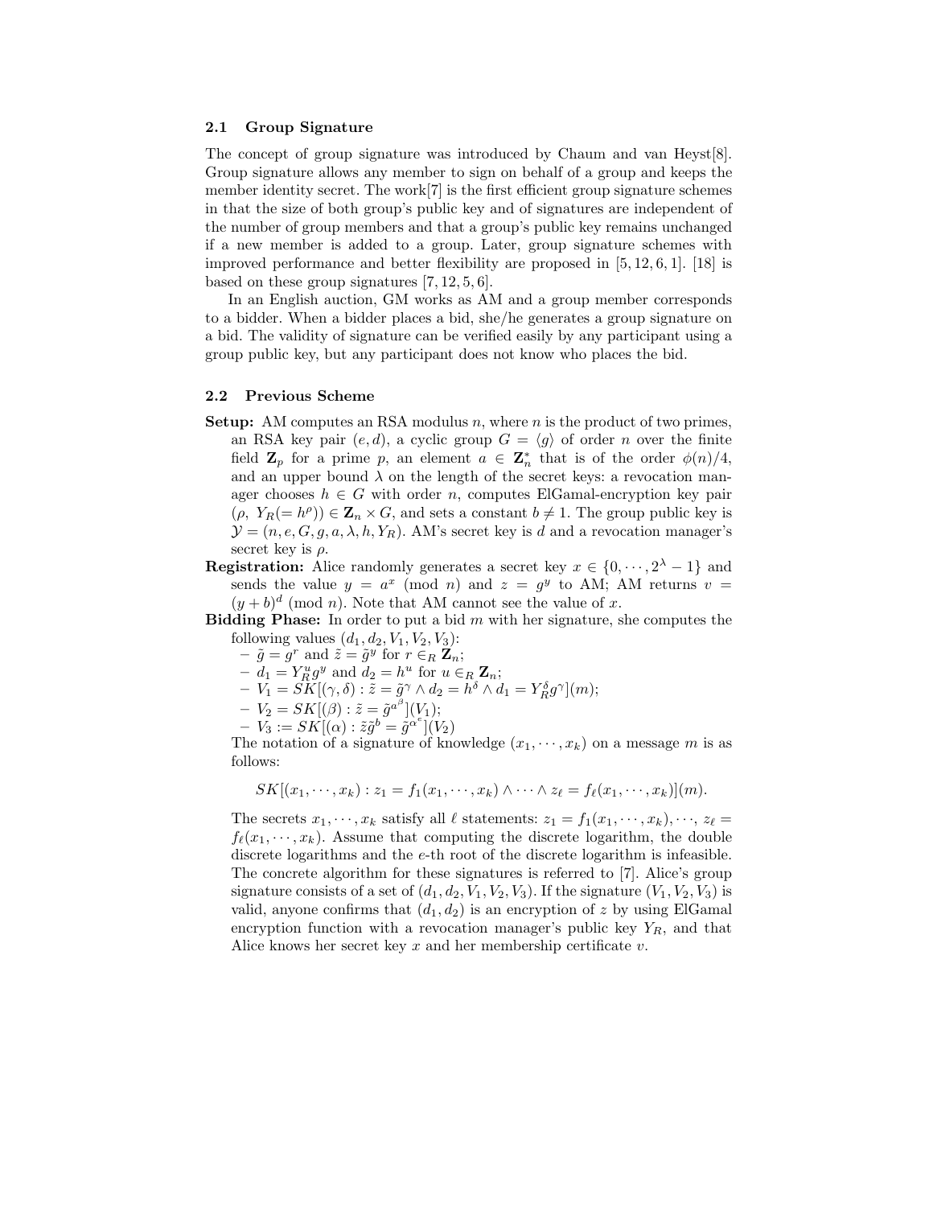### 2.1 Group Signature

The concept of group signature was introduced by Chaum and van Heyst[8]. Group signature allows any member to sign on behalf of a group and keeps the member identity secret. The work[7] is the first efficient group signature schemes in that the size of both group's public key and of signatures are independent of the number of group members and that a group's public key remains unchanged if a new member is added to a group. Later, group signature schemes with improved performance and better flexibility are proposed in [5, 12, 6, 1]. [18] is based on these group signatures [7, 12, 5, 6].

In an English auction, GM works as AM and a group member corresponds to a bidder. When a bidder places a bid, she/he generates a group signature on a bid. The validity of signature can be verified easily by any participant using a group public key, but any participant does not know who places the bid.

### 2.2 Previous Scheme

**Setup:** AM computes an RSA modulus $n$, where $n$ is the product of two primes, an RSA key pair $(e, d)$, a cyclic group $G = \langle g \rangle$ of order $n$ over the finite field $\mathbf{Z}_p$ for a prime $p$, an element $a \in \mathbf{Z}_n^*$ that is of the order $\phi(n)/4$, and an upper bound $\lambda$ on the length of the secret keys: a revocation manager chooses $h \in G$ with order $n$, computes ElGamal-encryption key pair $(\rho,\ Y_R(= h^\rho)) \in \mathbf{Z}_n \times G$, and sets a constant $b \neq 1$. The group public key is $\mathcal{Y} = (n, e, G, g, a, \lambda, h, Y_R)$. AM's secret key is $d$ and a revocation manager's secret key is $\rho$.

**Registration:** Alice randomly generates a secret key $x \in \{0, \cdots, 2^\lambda - 1\}$ and sends the value $y = a^x \pmod{n}$ and $z = g^y$ to AM; AM returns $v = (y + b)^d \pmod{n}$. Note that AM cannot see the value of $x$.

**Bidding Phase:** In order to put a bid $m$ with her signature, she computes the following values $(d_1, d_2, V_1, V_2, V_3)$:

- $\tilde{g} = g^r$ and $\tilde{z} = \tilde{g}^y$ for $r \in_R \mathbf{Z}_n$;
- $d_1 = Y_R^u g^y$ and $d_2 = h^u$ for $u \in_R \mathbf{Z}_n$;
- $V_1 = SK[(\gamma, \delta) : \tilde{z} = \tilde{g}^\gamma \wedge d_2 = h^\delta \wedge d_1 = Y_R^\delta g^\gamma](m)$;
- $V_2 = SK[(\beta) : \tilde{z} = \tilde{g}^{a^\beta}](V_1)$;
- $V_3 := SK[(\alpha) : \tilde{z}\tilde{g}^b = \tilde{g}^{\alpha^e}](V_2)$

The notation of a signature of knowledge $(x_1, \cdots, x_k)$ on a message $m$ is as follows:

$$SK[(x_1, \cdots, x_k) : z_1 = f_1(x_1, \cdots, x_k) \wedge \cdots \wedge z_\ell = f_\ell(x_1, \cdots, x_k)](m).$$

The secrets $x_1, \cdots, x_k$ satisfy all $\ell$ statements: $z_1 = f_1(x_1, \cdots, x_k), \cdots, z_\ell = f_\ell(x_1, \cdots, x_k)$. Assume that computing the discrete logarithm, the double discrete logarithms and the $e$-th root of the discrete logarithm is infeasible. The concrete algorithm for these signatures is referred to [7]. Alice's group signature consists of a set of $(d_1, d_2, V_1, V_2, V_3)$. If the signature $(V_1, V_2, V_3)$ is valid, anyone confirms that $(d_1, d_2)$ is an encryption of $z$ by using ElGamal encryption function with a revocation manager's public key $Y_R$, and that Alice knows her secret key $x$ and her membership certificate $v$.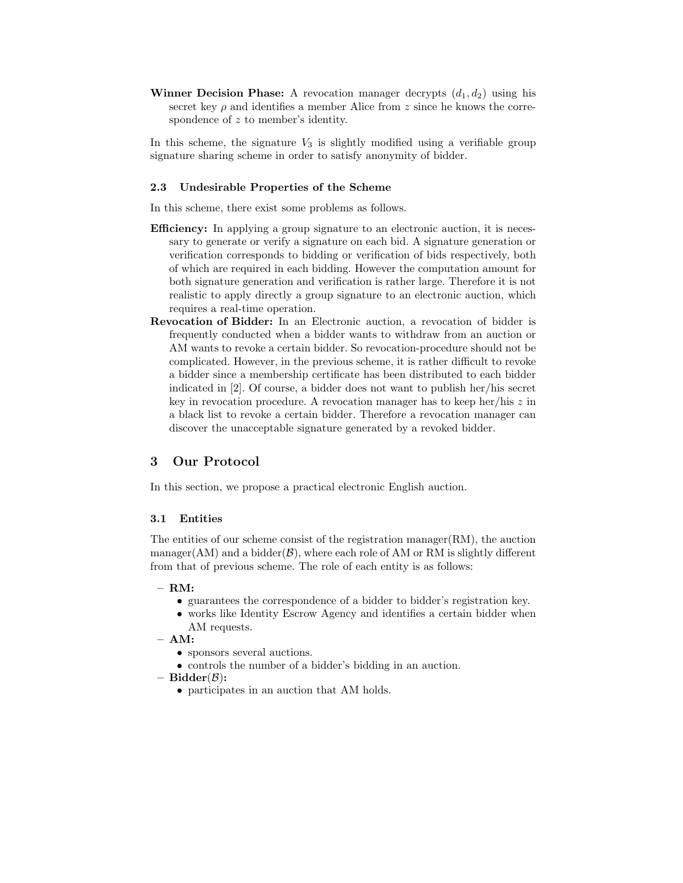**Winner Decision Phase:** A revocation manager decrypts $(d_1, d_2)$ using his secret key $\rho$ and identifies a member Alice from $z$ since he knows the correspondence of $z$ to member's identity.

In this scheme, the signature $V_3$ is slightly modified using a verifiable group signature sharing scheme in order to satisfy anonymity of bidder.

### 2.3 Undesirable Properties of the Scheme

In this scheme, there exist some problems as follows.

**Efficiency:** In applying a group signature to an electronic auction, it is necessary to generate or verify a signature on each bid. A signature generation or verification corresponds to bidding or verification of bids respectively, both of which are required in each bidding. However the computation amount for both signature generation and verification is rather large. Therefore it is not realistic to apply directly a group signature to an electronic auction, which requires a real-time operation.

**Revocation of Bidder:** In an Electronic auction, a revocation of bidder is frequently conducted when a bidder wants to withdraw from an auction or AM wants to revoke a certain bidder. So revocation-procedure should not be complicated. However, in the previous scheme, it is rather difficult to revoke a bidder since a membership certificate has been distributed to each bidder indicated in [2]. Of course, a bidder does not want to publish her/his secret key in revocation procedure. A revocation manager has to keep her/his $z$ in a black list to revoke a certain bidder. Therefore a revocation manager can discover the unacceptable signature generated by a revoked bidder.

## 3 Our Protocol

In this section, we propose a practical electronic English auction.

### 3.1 Entities

The entities of our scheme consist of the registration manager(RM), the auction manager(AM) and a bidder($\mathcal{B}$), where each role of AM or RM is slightly different from that of previous scheme. The role of each entity is as follows:

- **RM:**
  - guarantees the correspondence of a bidder to bidder's registration key.
  - works like Identity Escrow Agency and identifies a certain bidder when AM requests.
- **AM:**
  - sponsors several auctions.
  - controls the number of a bidder's bidding in an auction.
- **Bidder($\mathcal{B}$):**
  - participates in an auction that AM holds.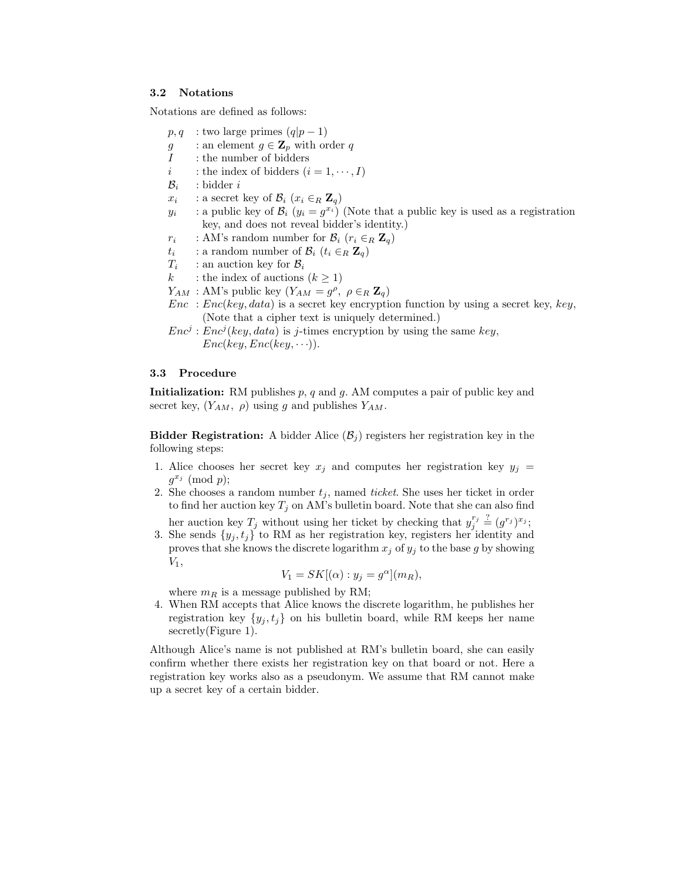### 3.2 Notations

Notations are defined as follows:

- $p, q$ : two large primes ($q|p-1$)
- $g$ : an element $g \in \mathbf{Z}_p$ with order $q$
- $I$ : the number of bidders
- $i$ : the index of bidders ($i = 1, \cdots, I$)
- $\mathcal{B}_i$ : bidder $i$
- $x_i$ : a secret key of $\mathcal{B}_i$ ($x_i \in_R \mathbf{Z}_q$)
- $y_i$ : a public key of $\mathcal{B}_i$ ($y_i = g^{x_i}$) (Note that a public key is used as a registration key, and does not reveal bidder's identity.)
- $r_i$ : AM's random number for $\mathcal{B}_i$ ($r_i \in_R \mathbf{Z}_q$)
- $t_i$ : a random number of $\mathcal{B}_i$ ($t_i \in_R \mathbf{Z}_q$)
- $T_i$ : an auction key for $\mathcal{B}_i$
- $k$ : the index of auctions ($k \geq 1$)
- $Y_{AM}$ : AM's public key ($Y_{AM} = g^{\rho}$, $\rho \in_R \mathbf{Z}_q$)
- $Enc$ : $Enc(key, data)$ is a secret key encryption function by using a secret key, $key$, (Note that a cipher text is uniquely determined.)
- $Enc^j$ : $Enc^j(key, data)$ is $j$-times encryption by using the same $key$, $Enc(key, Enc(key, \cdots))$.

### 3.3 Procedure

**Initialization:** RM publishes $p$, $q$ and $g$. AM computes a pair of public key and secret key, ($Y_{AM}$, $\rho$) using $g$ and publishes $Y_{AM}$.

**Bidder Registration:** A bidder Alice ($\mathcal{B}_j$) registers her registration key in the following steps:

1. Alice chooses her secret key $x_j$ and computes her registration key $y_j = g^{x_j} \pmod{p}$;
2. She chooses a random number $t_j$, named *ticket*. She uses her ticket in order to find her auction key $T_j$ on AM's bulletin board. Note that she can also find her auction key $T_j$ without using her ticket by checking that $y_j^{r_j} \stackrel{?}{=} (g^{r_j})^{x_j}$;
3. She sends $\{y_j, t_j\}$ to RM as her registration key, registers her identity and proves that she knows the discrete logarithm $x_j$ of $y_j$ to the base $g$ by showing $V_1$,
$$V_1 = SK[(\alpha) : y_j = g^{\alpha}](m_R),$$
where $m_R$ is a message published by RM;
4. When RM accepts that Alice knows the discrete logarithm, he publishes her registration key $\{y_j, t_j\}$ on his bulletin board, while RM keeps her name secretly(Figure 1).

Although Alice's name is not published at RM's bulletin board, she can easily confirm whether there exists her registration key on that board or not. Here a registration key works also as a pseudonym. We assume that RM cannot make up a secret key of a certain bidder.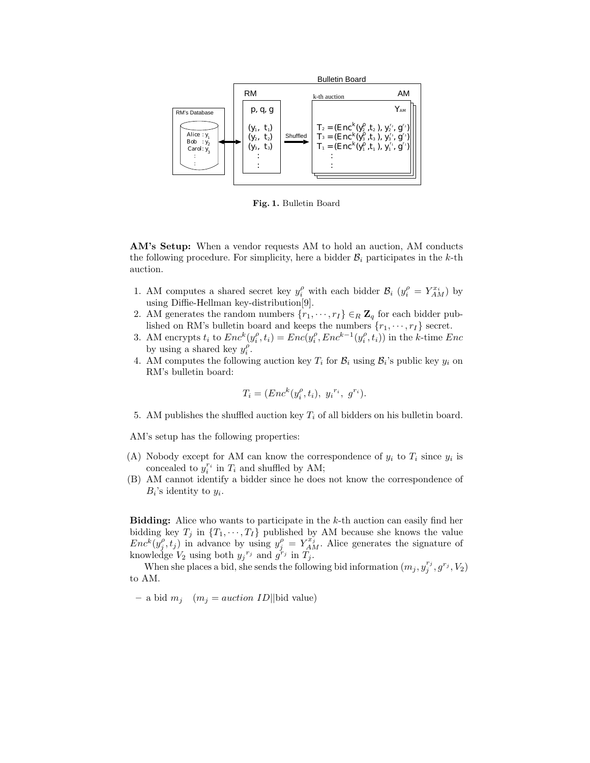Fig. 1. Bulletin Board

**AM's Setup:** When a vendor requests AM to hold an auction, AM conducts the following procedure. For simplicity, here a bidder $\mathcal{B}_i$ participates in the $k$-th auction.

1. AM computes a shared secret key $y_i^{\rho}$ with each bidder $\mathcal{B}_i$ ($y_i^{\rho} = Y_{AM}^{x_i}$) by using Diffie-Hellman key-distribution[9].
2. AM generates the random numbers $\{r_1, \cdots, r_I\} \in_R \mathbf{Z}_q$ for each bidder published on RM's bulletin board and keeps the numbers $\{r_1, \cdots, r_I\}$ secret.
3. AM encrypts $t_i$ to $Enc^k(y_i^{\rho}, t_i) = Enc(y_i^{\rho}, Enc^{k-1}(y_i^{\rho}, t_i))$ in the $k$-time $Enc$ by using a shared key $y_i^{\rho}$.
4. AM computes the following auction key $T_i$ for $\mathcal{B}_i$ using $\mathcal{B}_i$'s public key $y_i$ on RM's bulletin board:

$$T_i = (Enc^k(y_i^{\rho}, t_i),\ {y_i}^{r_i},\ g^{r_i}).$$

5. AM publishes the shuffled auction key $T_i$ of all bidders on his bulletin board.

AM's setup has the following properties:

(A) Nobody except for AM can know the correspondence of $y_i$ to $T_i$ since $y_i$ is concealed to $y_i^{r_i}$ in $T_i$ and shuffled by AM;

(B) AM cannot identify a bidder since he does not know the correspondence of $B_i$'s identity to $y_i$.

**Bidding:** Alice who wants to participate in the $k$-th auction can easily find her bidding key $T_j$ in $\{T_1, \cdots, T_I\}$ published by AM because she knows the value $Enc^k(y_j^{\rho}, t_j)$ in advance by using $y_j^{\rho} = Y_{AM}^{x_j}$. Alice generates the signature of knowledge $V_2$ using both ${y_j}^{r_j}$ and $g^{r_j}$ in $T_j$.

When she places a bid, she sends the following bid information $(m_j, y_j^{r_j}, g^{r_j}, V_2)$ to AM.

– a bid $m_j$ $\quad$ ($m_j = auction\ ID||$bid value)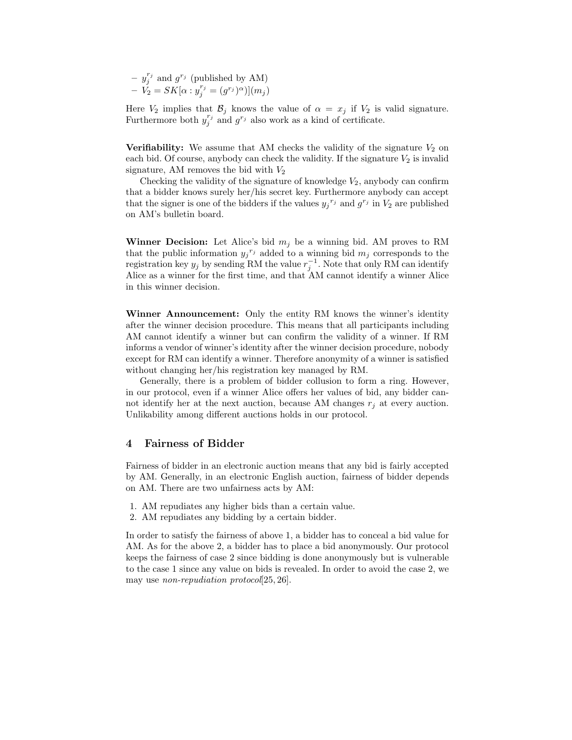- $y_j^{r_j}$ and $g^{r_j}$ (published by AM)
- $V_2 = SK[\alpha : y_j^{r_j} = (g^{r_j})^\alpha)](m_j)$

Here $V_2$ implies that $\mathcal{B}_j$ knows the value of $\alpha = x_j$ if $V_2$ is valid signature. Furthermore both $y_j^{r_j}$ and $g^{r_j}$ also work as a kind of certificate.

**Verifiability:** We assume that AM checks the validity of the signature $V_2$ on each bid. Of course, anybody can check the validity. If the signature $V_2$ is invalid signature, AM removes the bid with $V_2$

Checking the validity of the signature of knowledge $V_2$, anybody can confirm that a bidder knows surely her/his secret key. Furthermore anybody can accept that the signer is one of the bidders if the values ${y_j}^{r_j}$ and $g^{r_j}$ in $V_2$ are published on AM's bulletin board.

**Winner Decision:** Let Alice's bid $m_j$ be a winning bid. AM proves to RM that the public information ${y_j}^{r_j}$ added to a winning bid $m_j$ corresponds to the registration key $y_j$ by sending RM the value $r_j^{-1}$. Note that only RM can identify Alice as a winner for the first time, and that AM cannot identify a winner Alice in this winner decision.

**Winner Announcement:** Only the entity RM knows the winner's identity after the winner decision procedure. This means that all participants including AM cannot identify a winner but can confirm the validity of a winner. If RM informs a vendor of winner's identity after the winner decision procedure, nobody except for RM can identify a winner. Therefore anonymity of a winner is satisfied without changing her/his registration key managed by RM.

Generally, there is a problem of bidder collusion to form a ring. However, in our protocol, even if a winner Alice offers her values of bid, any bidder cannot identify her at the next auction, because AM changes $r_j$ at every auction. Unlikability among different auctions holds in our protocol.

## 4 Fairness of Bidder

Fairness of bidder in an electronic auction means that any bid is fairly accepted by AM. Generally, in an electronic English auction, fairness of bidder depends on AM. There are two unfairness acts by AM:

1. AM repudiates any higher bids than a certain value.
2. AM repudiates any bidding by a certain bidder.

In order to satisfy the fairness of above 1, a bidder has to conceal a bid value for AM. As for the above 2, a bidder has to place a bid anonymously. Our protocol keeps the fairness of case 2 since bidding is done anonymously but is vulnerable to the case 1 since any value on bids is revealed. In order to avoid the case 2, we may use *non-repudiation protocol*[25, 26].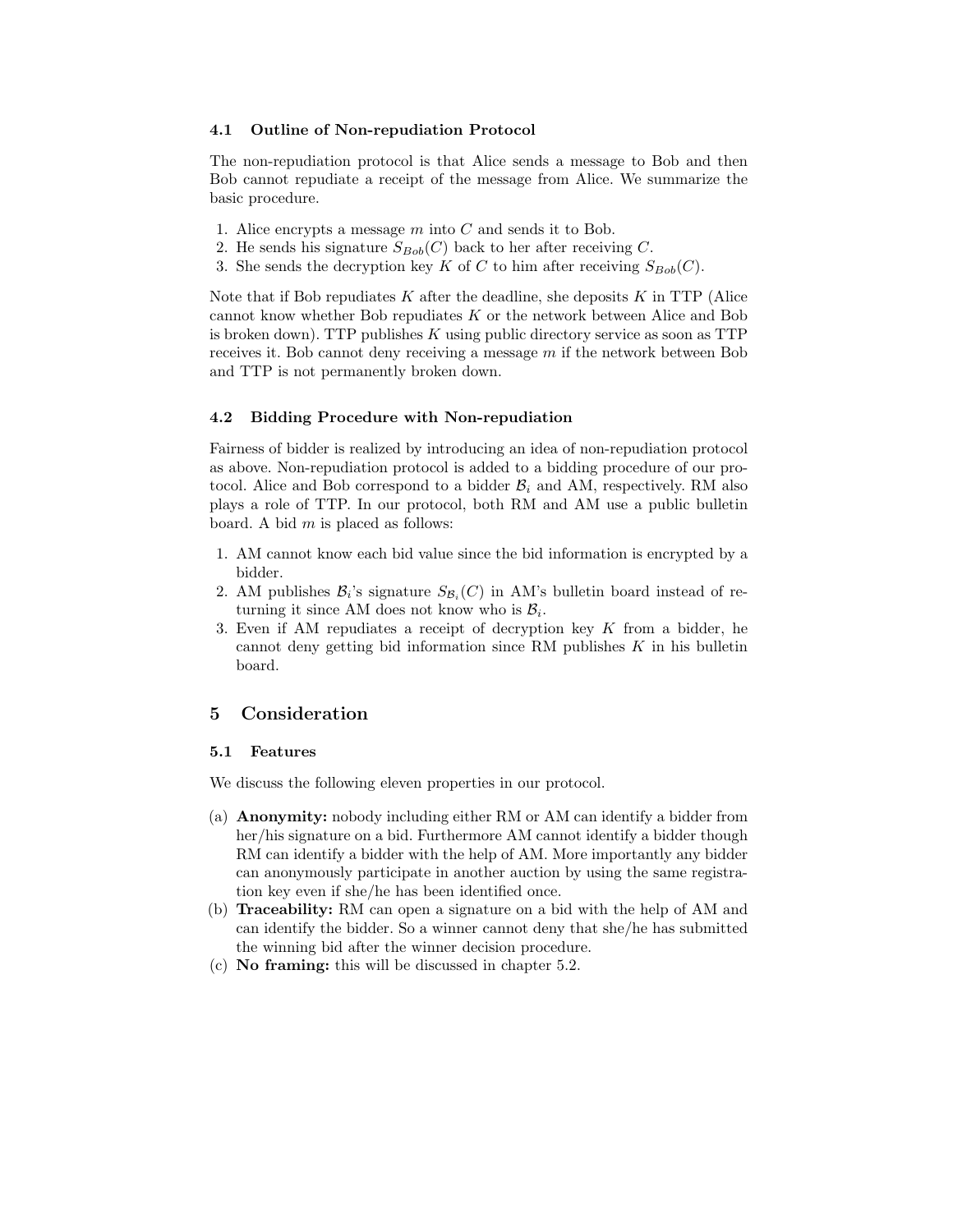### 4.1 Outline of Non-repudiation Protocol

The non-repudiation protocol is that Alice sends a message to Bob and then Bob cannot repudiate a receipt of the message from Alice. We summarize the basic procedure.

1. Alice encrypts a message $m$ into $C$ and sends it to Bob.
2. He sends his signature $S_{Bob}(C)$ back to her after receiving $C$.
3. She sends the decryption key $K$ of $C$ to him after receiving $S_{Bob}(C)$.

Note that if Bob repudiates $K$ after the deadline, she deposits $K$ in TTP (Alice cannot know whether Bob repudiates $K$ or the network between Alice and Bob is broken down). TTP publishes $K$ using public directory service as soon as TTP receives it. Bob cannot deny receiving a message $m$ if the network between Bob and TTP is not permanently broken down.

### 4.2 Bidding Procedure with Non-repudiation

Fairness of bidder is realized by introducing an idea of non-repudiation protocol as above. Non-repudiation protocol is added to a bidding procedure of our protocol. Alice and Bob correspond to a bidder $\mathcal{B}_i$ and AM, respectively. RM also plays a role of TTP. In our protocol, both RM and AM use a public bulletin board. A bid $m$ is placed as follows:

1. AM cannot know each bid value since the bid information is encrypted by a bidder.
2. AM publishes $\mathcal{B}_i$'s signature $S_{\mathcal{B}_i}(C)$ in AM's bulletin board instead of returning it since AM does not know who is $\mathcal{B}_i$.
3. Even if AM repudiates a receipt of decryption key $K$ from a bidder, he cannot deny getting bid information since RM publishes $K$ in his bulletin board.

## 5 Consideration

### 5.1 Features

We discuss the following eleven properties in our protocol.

(a) **Anonymity:** nobody including either RM or AM can identify a bidder from her/his signature on a bid. Furthermore AM cannot identify a bidder though RM can identify a bidder with the help of AM. More importantly any bidder can anonymously participate in another auction by using the same registration key even if she/he has been identified once.

(b) **Traceability:** RM can open a signature on a bid with the help of AM and can identify the bidder. So a winner cannot deny that she/he has submitted the winning bid after the winner decision procedure.

(c) **No framing:** this will be discussed in chapter 5.2.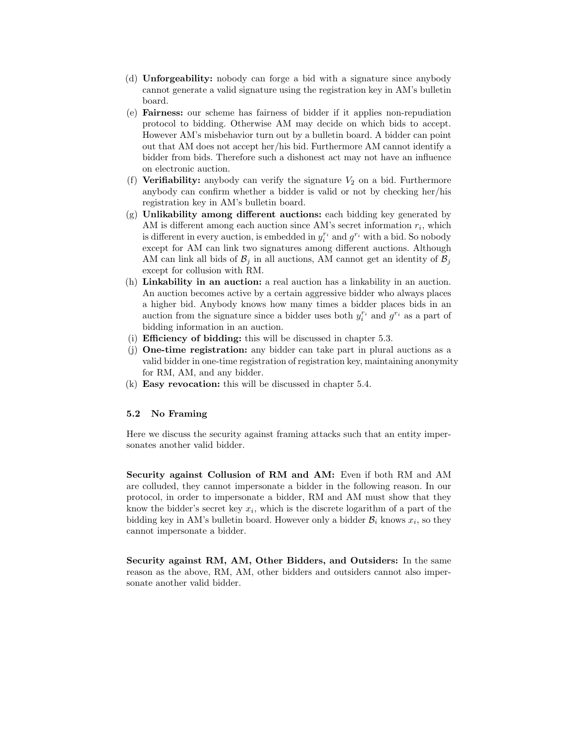(d) **Unforgeability:** nobody can forge a bid with a signature since anybody cannot generate a valid signature using the registration key in AM's bulletin board.

(e) **Fairness:** our scheme has fairness of bidder if it applies non-repudiation protocol to bidding. Otherwise AM may decide on which bids to accept. However AM's misbehavior turn out by a bulletin board. A bidder can point out that AM does not accept her/his bid. Furthermore AM cannot identify a bidder from bids. Therefore such a dishonest act may not have an influence on electronic auction.

(f) **Verifiability:** anybody can verify the signature $V_2$ on a bid. Furthermore anybody can confirm whether a bidder is valid or not by checking her/his registration key in AM's bulletin board.

(g) **Unlikability among different auctions:** each bidding key generated by AM is different among each auction since AM's secret information $r_i$, which is different in every auction, is embedded in $y_i^{r_i}$ and $g^{r_i}$ with a bid. So nobody except for AM can link two signatures among different auctions. Although AM can link all bids of $\mathcal{B}_j$ in all auctions, AM cannot get an identity of $\mathcal{B}_j$ except for collusion with RM.

(h) **Linkability in an auction:** a real auction has a linkability in an auction. An auction becomes active by a certain aggressive bidder who always places a higher bid. Anybody knows how many times a bidder places bids in an auction from the signature since a bidder uses both $y_i^{r_i}$ and $g^{r_i}$ as a part of bidding information in an auction.

(i) **Efficiency of bidding:** this will be discussed in chapter 5.3.

(j) **One-time registration:** any bidder can take part in plural auctions as a valid bidder in one-time registration of registration key, maintaining anonymity for RM, AM, and any bidder.

(k) **Easy revocation:** this will be discussed in chapter 5.4.

### 5.2 No Framing

Here we discuss the security against framing attacks such that an entity impersonates another valid bidder.

**Security against Collusion of RM and AM:** Even if both RM and AM are colluded, they cannot impersonate a bidder in the following reason. In our protocol, in order to impersonate a bidder, RM and AM must show that they know the bidder's secret key $x_i$, which is the discrete logarithm of a part of the bidding key in AM's bulletin board. However only a bidder $\mathcal{B}_i$ knows $x_i$, so they cannot impersonate a bidder.

**Security against RM, AM, Other Bidders, and Outsiders:** In the same reason as the above, RM, AM, other bidders and outsiders cannot also impersonate another valid bidder.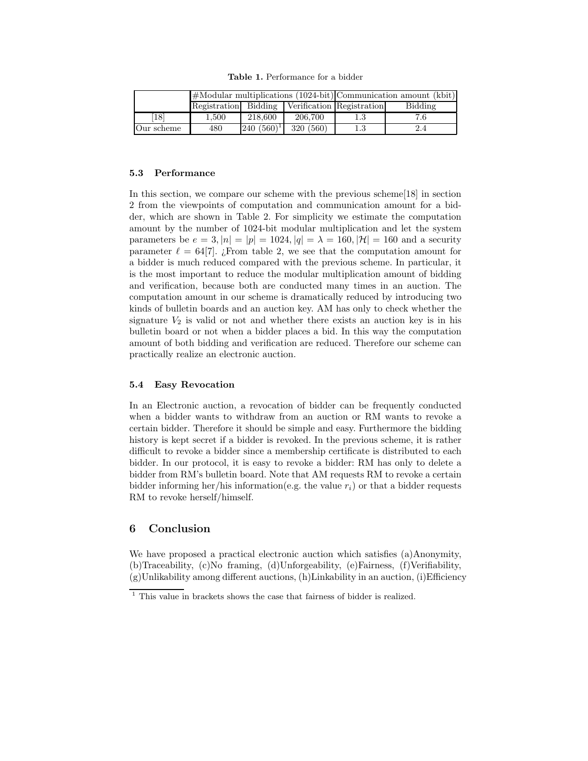**Table 1.** Performance for a bidder

| | #Modular multiplications (1024-bit) | | | Communication amount (kbit) | |
|---|---|---|---|---|---|
| | Registration | Bidding | Verification | Registration | Bidding |
| [18] | 1,500 | 218,600 | 206,700 | 1.3 | 7.6 |
| Our scheme | 480 | 240 (560)[1] | 320 (560) | 1.3 | 2.4 |

### 5.3 Performance

In this section, we compare our scheme with the previous scheme[18] in section 2 from the viewpoints of computation and communication amount for a bidder, which are shown in Table 2. For simplicity we estimate the computation amount by the number of 1024-bit modular multiplication and let the system parameters be $e = 3, |n| = |p| = 1024, |q| = \lambda = 160, |\mathcal{H}| = 160$ and a security parameter $\ell = 64$[7]. ¿From table 2, we see that the computation amount for a bidder is much reduced compared with the previous scheme. In particular, it is the most important to reduce the modular multiplication amount of bidding and verification, because both are conducted many times in an auction. The computation amount in our scheme is dramatically reduced by introducing two kinds of bulletin boards and an auction key. AM has only to check whether the signature $V_2$ is valid or not and whether there exists an auction key is in his bulletin board or not when a bidder places a bid. In this way the computation amount of both bidding and verification are reduced. Therefore our scheme can practically realize an electronic auction.

### 5.4 Easy Revocation

In an Electronic auction, a revocation of bidder can be frequently conducted when a bidder wants to withdraw from an auction or RM wants to revoke a certain bidder. Therefore it should be simple and easy. Furthermore the bidding history is kept secret if a bidder is revoked. In the previous scheme, it is rather difficult to revoke a bidder since a membership certificate is distributed to each bidder. In our protocol, it is easy to revoke a bidder: RM has only to delete a bidder from RM's bulletin board. Note that AM requests RM to revoke a certain bidder informing her/his information(e.g. the value $r_i$) or that a bidder requests RM to revoke herself/himself.

## 6 Conclusion

We have proposed a practical electronic auction which satisfies (a)Anonymity, (b)Traceability, (c)No framing, (d)Unforgeability, (e)Fairness, (f)Verifiability, (g)Unlikability among different auctions, (h)Linkability in an auction, (i)Efficiency

[1] This value in brackets shows the case that fairness of bidder is realized.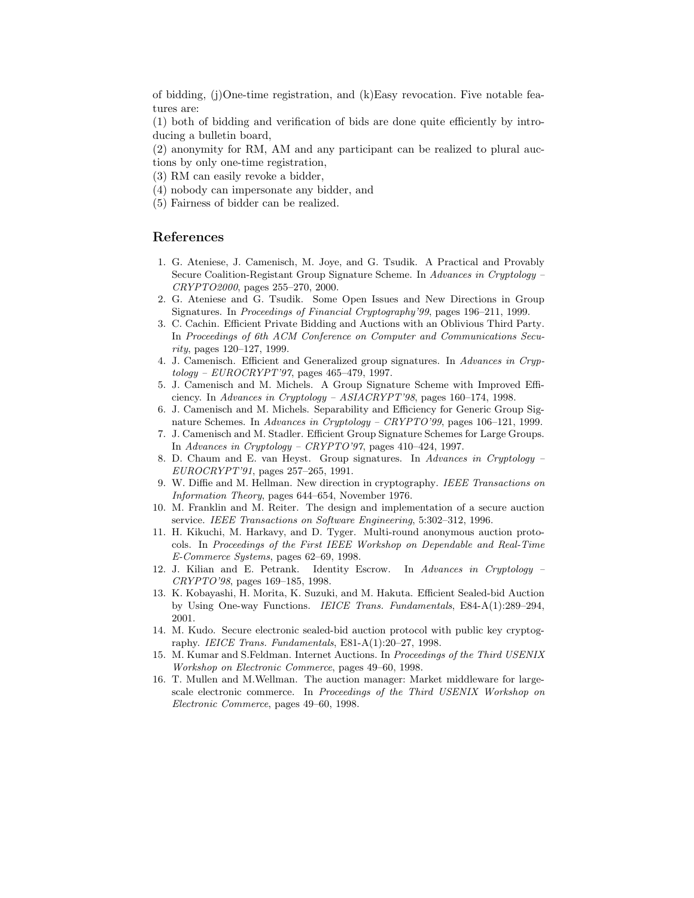of bidding, (j)One-time registration, and (k)Easy revocation. Five notable features are:

(1) both of bidding and verification of bids are done quite efficiently by introducing a bulletin board,

(2) anonymity for RM, AM and any participant can be realized to plural auctions by only one-time registration,

(3) RM can easily revoke a bidder,

(4) nobody can impersonate any bidder, and

(5) Fairness of bidder can be realized.

## References

1. G. Ateniese, J. Camenisch, M. Joye, and G. Tsudik. A Practical and Provably Secure Coalition-Registant Group Signature Scheme. In *Advances in Cryptology – CRYPTO2000*, pages 255–270, 2000.
2. G. Ateniese and G. Tsudik. Some Open Issues and New Directions in Group Signatures. In *Proceedings of Financial Cryptography'99*, pages 196–211, 1999.
3. C. Cachin. Efficient Private Bidding and Auctions with an Oblivious Third Party. In *Proceedings of 6th ACM Conference on Computer and Communications Security*, pages 120–127, 1999.
4. J. Camenisch. Efficient and Generalized group signatures. In *Advances in Cryptology – EUROCRYPT'97*, pages 465–479, 1997.
5. J. Camenisch and M. Michels. A Group Signature Scheme with Improved Efficiency. In *Advances in Cryptology – ASIACRYPT'98*, pages 160–174, 1998.
6. J. Camenisch and M. Michels. Separability and Efficiency for Generic Group Signature Schemes. In *Advances in Cryptology – CRYPTO'99*, pages 106–121, 1999.
7. J. Camenisch and M. Stadler. Efficient Group Signature Schemes for Large Groups. In *Advances in Cryptology – CRYPTO'97*, pages 410–424, 1997.
8. D. Chaum and E. van Heyst. Group signatures. In *Advances in Cryptology – EUROCRYPT'91*, pages 257–265, 1991.
9. W. Diffie and M. Hellman. New direction in cryptography. *IEEE Transactions on Information Theory*, pages 644–654, November 1976.
10. M. Franklin and M. Reiter. The design and implementation of a secure auction service. *IEEE Transactions on Software Engineering*, 5:302–312, 1996.
11. H. Kikuchi, M. Harkavy, and D. Tyger. Multi-round anonymous auction protocols. In *Proceedings of the First IEEE Workshop on Dependable and Real-Time E-Commerce Systems*, pages 62–69, 1998.
12. J. Kilian and E. Petrank. Identity Escrow. In *Advances in Cryptology – CRYPTO'98*, pages 169–185, 1998.
13. K. Kobayashi, H. Morita, K. Suzuki, and M. Hakuta. Efficient Sealed-bid Auction by Using One-way Functions. *IEICE Trans. Fundamentals*, E84-A(1):289–294, 2001.
14. M. Kudo. Secure electronic sealed-bid auction protocol with public key cryptography. *IEICE Trans. Fundamentals*, E81-A(1):20–27, 1998.
15. M. Kumar and S.Feldman. Internet Auctions. In *Proceedings of the Third USENIX Workshop on Electronic Commerce*, pages 49–60, 1998.
16. T. Mullen and M.Wellman. The auction manager: Market middleware for large-scale electronic commerce. In *Proceedings of the Third USENIX Workshop on Electronic Commerce*, pages 49–60, 1998.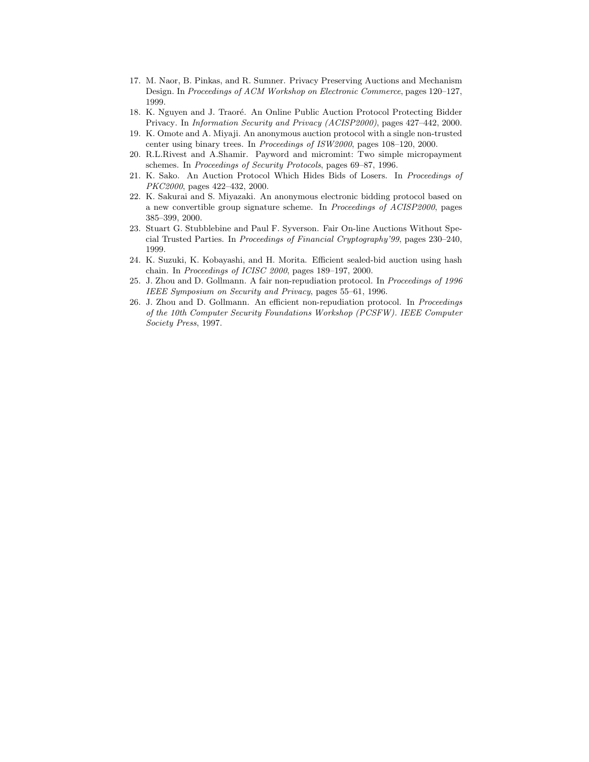17. M. Naor, B. Pinkas, and R. Sumner. Privacy Preserving Auctions and Mechanism Design. In *Proceedings of ACM Workshop on Electronic Commerce*, pages 120–127, 1999.
18. K. Nguyen and J. Traoré. An Online Public Auction Protocol Protecting Bidder Privacy. In *Information Security and Privacy (ACISP2000)*, pages 427–442, 2000.
19. K. Omote and A. Miyaji. An anonymous auction protocol with a single non-trusted center using binary trees. In *Proceedings of ISW2000*, pages 108–120, 2000.
20. R.L.Rivest and A.Shamir. Payword and micromint: Two simple micropayment schemes. In *Proceedings of Security Protocols*, pages 69–87, 1996.
21. K. Sako. An Auction Protocol Which Hides Bids of Losers. In *Proceedings of PKC2000*, pages 422–432, 2000.
22. K. Sakurai and S. Miyazaki. An anonymous electronic bidding protocol based on a new convertible group signature scheme. In *Proceedings of ACISP2000*, pages 385–399, 2000.
23. Stuart G. Stubblebine and Paul F. Syverson. Fair On-line Auctions Without Special Trusted Parties. In *Proceedings of Financial Cryptography'99*, pages 230–240, 1999.
24. K. Suzuki, K. Kobayashi, and H. Morita. Efficient sealed-bid auction using hash chain. In *Proceedings of ICISC 2000*, pages 189–197, 2000.
25. J. Zhou and D. Gollmann. A fair non-repudiation protocol. In *Proceedings of 1996 IEEE Symposium on Security and Privacy*, pages 55–61, 1996.
26. J. Zhou and D. Gollmann. An efficient non-repudiation protocol. In *Proceedings of the 10th Computer Security Foundations Workshop (PCSFW). IEEE Computer Society Press*, 1997.